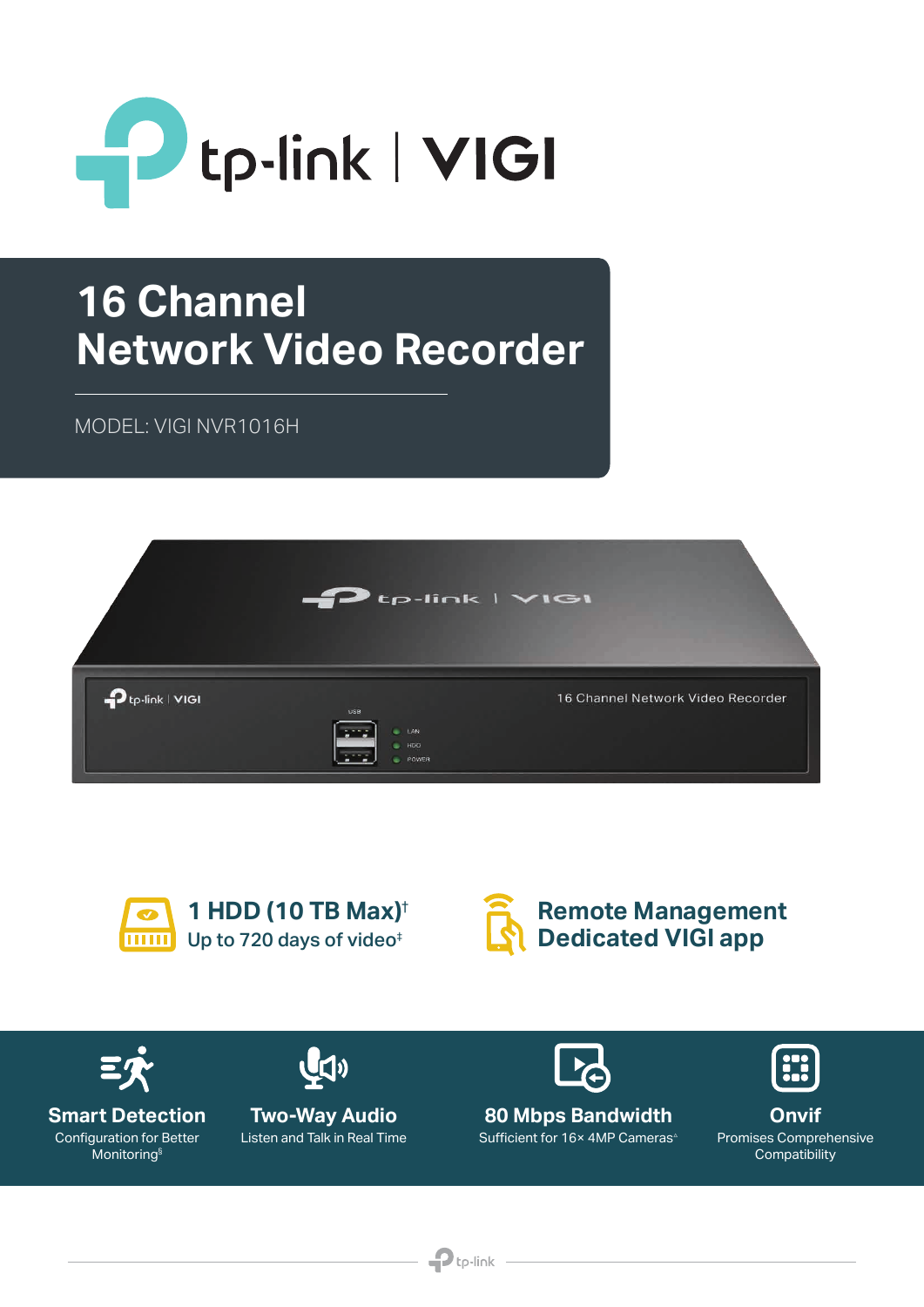# 16 Channel Network Video Recorder

MODEL: VIGI NVR1016H

**1 HDD (10 TB Max)†**
Up to 720 days of video‡

**Remote Management**
**Dedicated VIGI app**

**Smart Detection**
Configuration for Better Monitoring§

**Two-Way Audio**
Listen and Talk in Real Time

**80 Mbps Bandwidth**
Sufficient for 16× 4MP Cameras△

**Onvif**
Promises Comprehensive Compatibility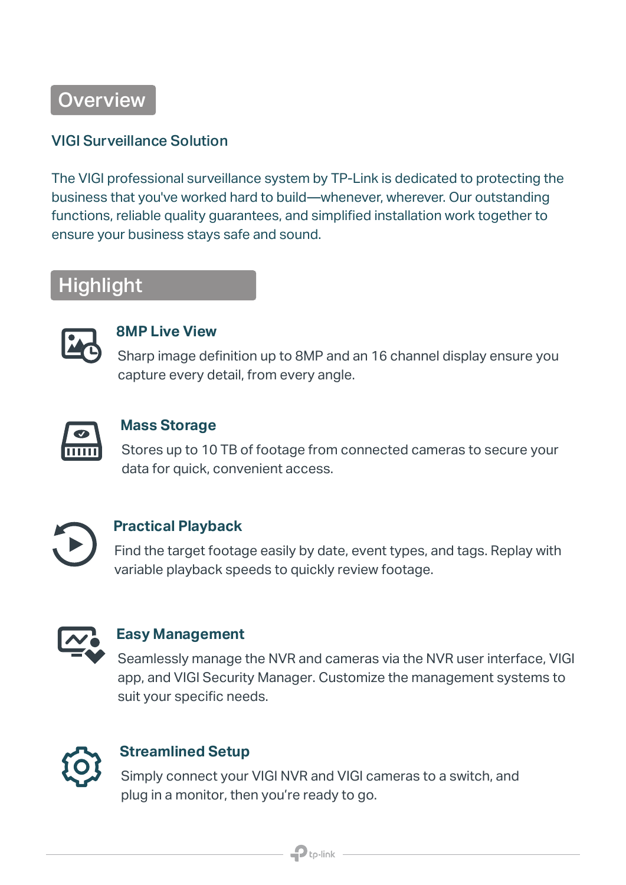## Overview

### VIGI Surveillance Solution

The VIGI professional surveillance system by TP-Link is dedicated to protecting the business that you've worked hard to build—whenever, wherever. Our outstanding functions, reliable quality guarantees, and simplified installation work together to ensure your business stays safe and sound.

## Highlight

### 8MP Live View

Sharp image definition up to 8MP and an 16 channel display ensure you capture every detail, from every angle.

### Mass Storage

Stores up to 10 TB of footage from connected cameras to secure your data for quick, convenient access.

### Practical Playback

Find the target footage easily by date, event types, and tags. Replay with variable playback speeds to quickly review footage.

### Easy Management

Seamlessly manage the NVR and cameras via the NVR user interface, VIGI app, and VIGI Security Manager. Customize the management systems to suit your specific needs.

### Streamlined Setup

Simply connect your VIGI NVR and VIGI cameras to a switch, and plug in a monitor, then you're ready to go.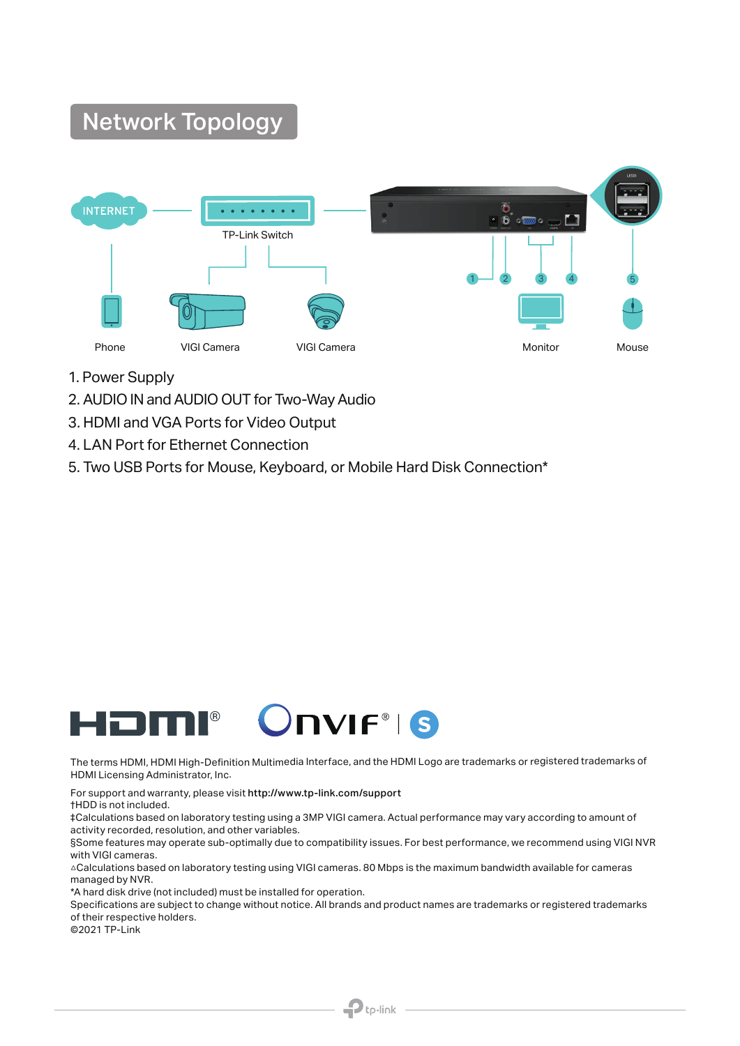## Network Topology

INTERNET

TP-Link Switch

Phone

VIGI Camera

VIGI Camera

Monitor

Mouse

1. Power Supply
2. AUDIO IN and AUDIO OUT for Two-Way Audio
3. HDMI and VGA Ports for Video Output
4. LAN Port for Ethernet Connection
5. Two USB Ports for Mouse, Keyboard, or Mobile Hard Disk Connection*

The terms HDMI, HDMI High-Definition Multimedia Interface, and the HDMI Logo are trademarks or registered trademarks of HDMI Licensing Administrator, Inc.

For support and warranty, please visit **http://www.tp-link.com/support**
†HDD is not included.
‡Calculations based on laboratory testing using a 3MP VIGI camera. Actual performance may vary according to amount of activity recorded, resolution, and other variables.
§Some features may operate sub-optimally due to compatibility issues. For best performance, we recommend using VIGI NVR with VIGI cameras.
△Calculations based on laboratory testing using VIGI cameras. 80 Mbps is the maximum bandwidth available for cameras managed by NVR.
*A hard disk drive (not included) must be installed for operation.
Specifications are subject to change without notice. All brands and product names are trademarks or registered trademarks of their respective holders.
©2021 TP-Link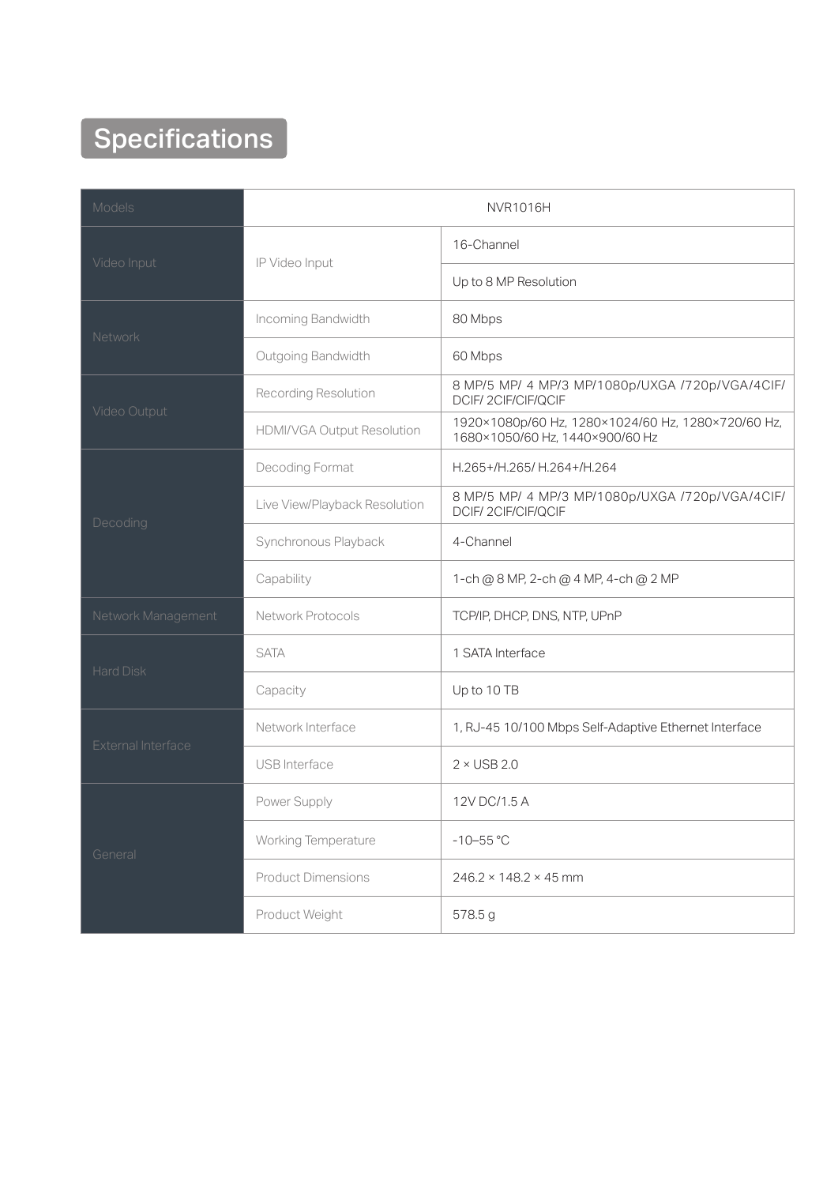# Specifications

| Models | | NVR1016H |
| --- | --- | --- |
| Video Input | IP Video Input | 16-Channel |
| | | Up to 8 MP Resolution |
| Network | Incoming Bandwidth | 80 Mbps |
| | Outgoing Bandwidth | 60 Mbps |
| Video Output | Recording Resolution | 8 MP/5 MP/ 4 MP/3 MP/1080p/UXGA /720p/VGA/4CIF/ DCIF/ 2CIF/CIF/QCIF |
| | HDMI/VGA Output Resolution | 1920×1080p/60 Hz, 1280×1024/60 Hz, 1280×720/60 Hz, 1680×1050/60 Hz, 1440×900/60 Hz |
| Decoding | Decoding Format | H.265+/H.265/ H.264+/H.264 |
| | Live View/Playback Resolution | 8 MP/5 MP/ 4 MP/3 MP/1080p/UXGA /720p/VGA/4CIF/ DCIF/ 2CIF/CIF/QCIF |
| | Synchronous Playback | 4-Channel |
| | Capability | 1-ch @ 8 MP, 2-ch @ 4 MP, 4-ch @ 2 MP |
| Network Management | Network Protocols | TCP/IP, DHCP, DNS, NTP, UPnP |
| Hard Disk | SATA | 1 SATA Interface |
| | Capacity | Up to 10 TB |
| External Interface | Network Interface | 1, RJ-45 10/100 Mbps Self-Adaptive Ethernet Interface |
| | USB Interface | 2 × USB 2.0 |
| General | Power Supply | 12V DC/1.5 A |
| | Working Temperature | -10–55 °C |
| | Product Dimensions | 246.2 × 148.2 × 45 mm |
| | Product Weight | 578.5 g |